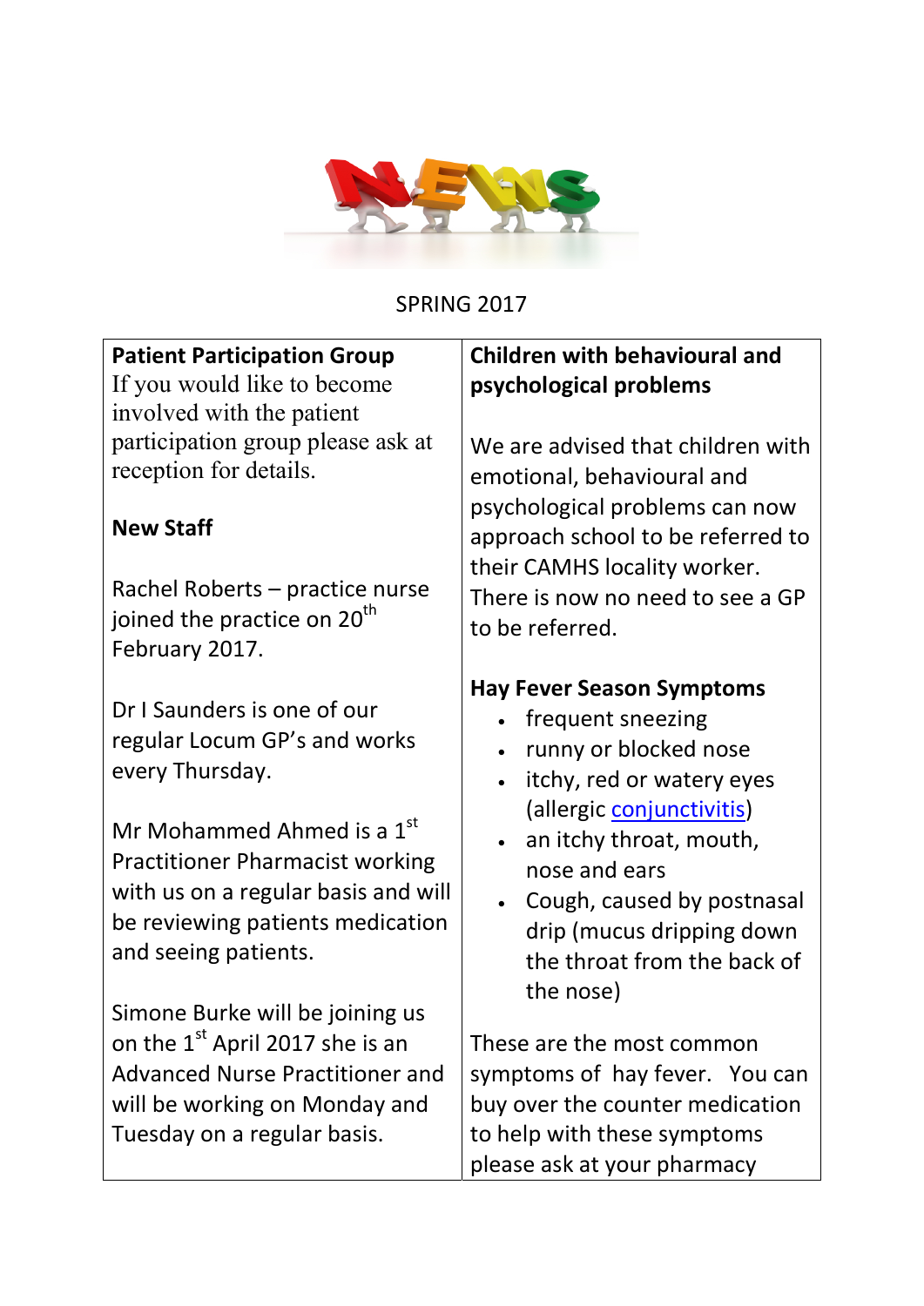SPRING 2017

**Patient Participation Group**

If you would like to become involved with the patient participation group please ask at reception for details.

**New Staff**

Rachel Roberts – practice nurse joined the practice on 20th February 2017.

Dr I Saunders is one of our regular Locum GP's and works every Thursday.

Mr Mohammed Ahmed is a 1st Practitioner Pharmacist working with us on a regular basis and will be reviewing patients medication and seeing patients.

Simone Burke will be joining us on the 1st April 2017 she is an Advanced Nurse Practitioner and will be working on Monday and Tuesday on a regular basis.

**Children with behavioural and psychological problems**

We are advised that children with emotional, behavioural and psychological problems can now approach school to be referred to their CAMHS locality worker. There is now no need to see a GP to be referred.

**Hay Fever Season Symptoms**

- frequent sneezing
- runny or blocked nose
- itchy, red or watery eyes (allergic conjunctivitis)
- an itchy throat, mouth, nose and ears
- Cough, caused by postnasal drip (mucus dripping down the throat from the back of the nose)

These are the most common symptoms of hay fever. You can buy over the counter medication to help with these symptoms please ask at your pharmacy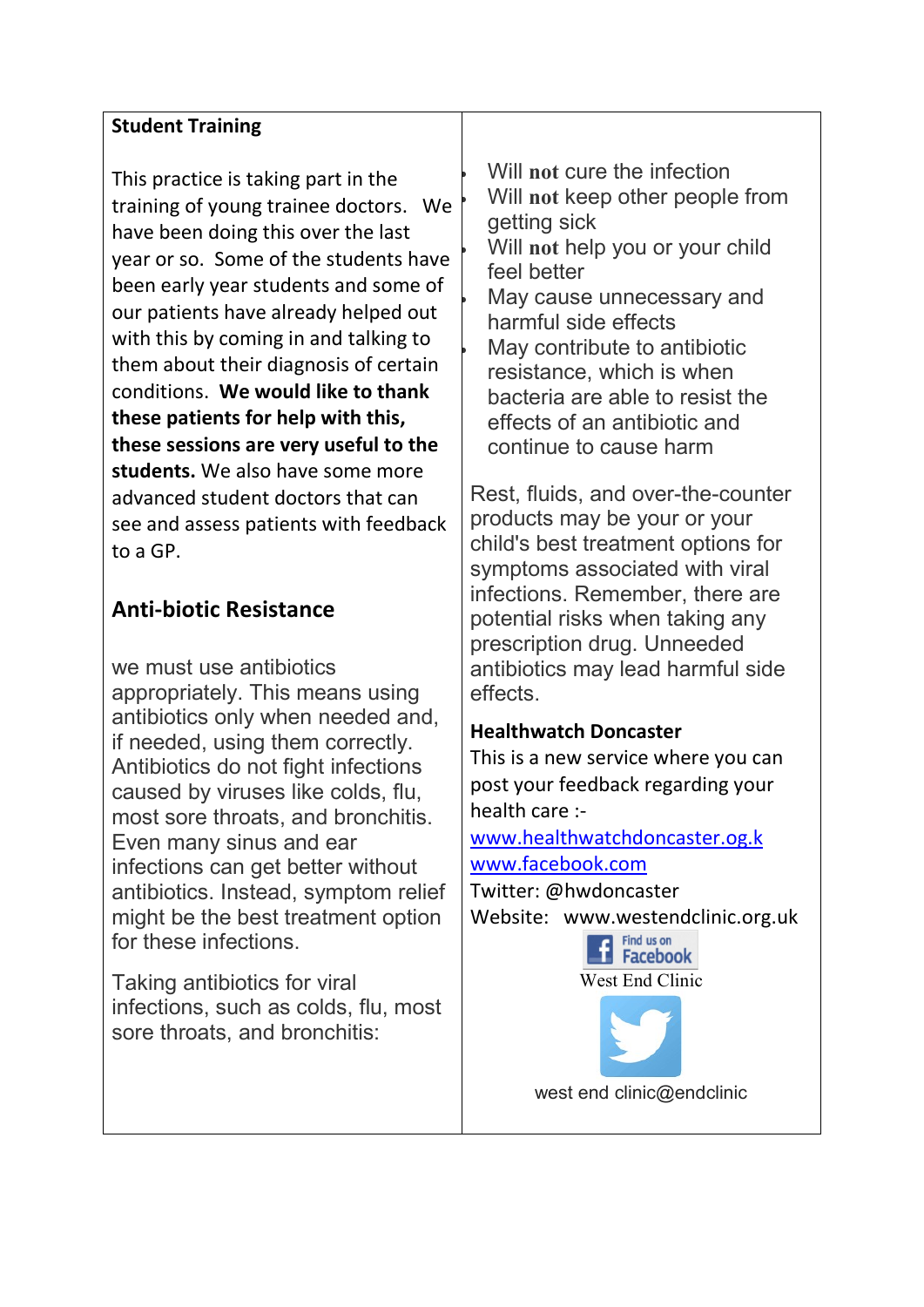**Student Training**

This practice is taking part in the training of young trainee doctors. We have been doing this over the last year or so. Some of the students have been early year students and some of our patients have already helped out with this by coming in and talking to them about their diagnosis of certain conditions. **We would like to thank these patients for help with this, these sessions are very useful to the students.** We also have some more advanced student doctors that can see and assess patients with feedback to a GP.

## Anti-biotic Resistance

we must use antibiotics appropriately. This means using antibiotics only when needed and, if needed, using them correctly. Antibiotics do not fight infections caused by viruses like colds, flu, most sore throats, and bronchitis. Even many sinus and ear infections can get better without antibiotics. Instead, symptom relief might be the best treatment option for these infections.

Taking antibiotics for viral infections, such as colds, flu, most sore throats, and bronchitis:

- Will **not** cure the infection
- Will **not** keep other people from getting sick
- Will **not** help you or your child feel better
- May cause unnecessary and harmful side effects
- May contribute to antibiotic resistance, which is when bacteria are able to resist the effects of an antibiotic and continue to cause harm

Rest, fluids, and over-the-counter products may be your or your child's best treatment options for symptoms associated with viral infections. Remember, there are potential risks when taking any prescription drug. Unneeded antibiotics may lead harmful side effects.

**Healthwatch Doncaster**

This is a new service where you can post your feedback regarding your health care :-

www.healthwatchdoncaster.og.k

www.facebook.com

Twitter: @hwdoncaster

Website: www.westendclinic.org.uk

Find us on Facebook

West End Clinic

west end clinic@endclinic